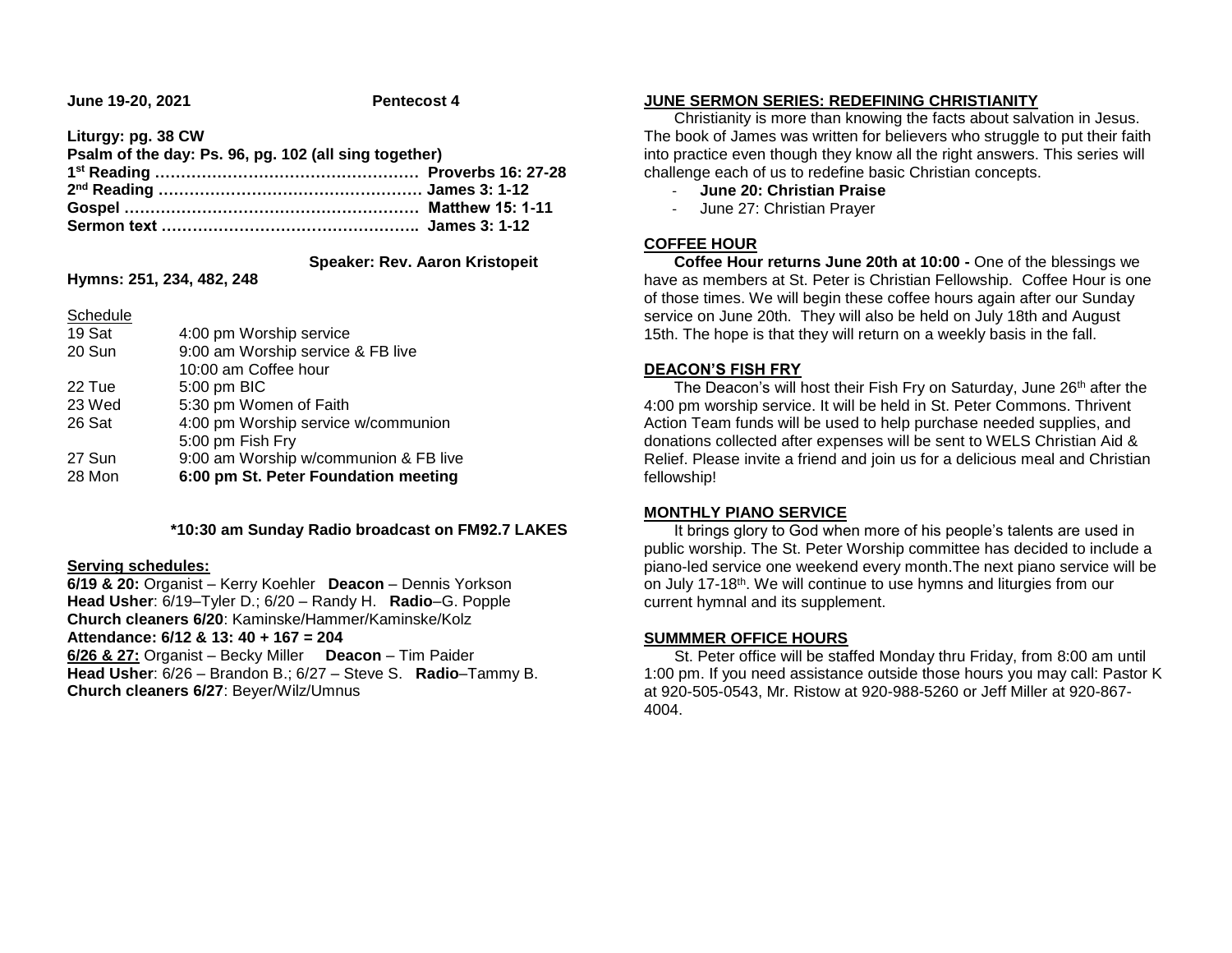**June 19-20, 2021** **Pentecost 4**

**Liturgy: pg. 38 CW**
**Psalm of the day: Ps. 96, pg. 102 (all sing together)**
**1st Reading …………………………………………… Proverbs 16: 27-28**
**2nd Reading …………………………………………… James 3: 1-12**
**Gospel ………………………………………………… Matthew 15: 1-11**
**Sermon text ………………………………………….. James 3: 1-12**

**Speaker: Rev. Aaron Kristopeit**

**Hymns: 251, 234, 482, 248**

Schedule

| | |
|---|---|
| 19 Sat | 4:00 pm Worship service |
| 20 Sun | 9:00 am Worship service & FB live |
| | 10:00 am Coffee hour |
| 22 Tue | 5:00 pm BIC |
| 23 Wed | 5:30 pm Women of Faith |
| 26 Sat | 4:00 pm Worship service w/communion |
| | 5:00 pm Fish Fry |
| 27 Sun | 9:00 am Worship w/communion & FB live |
| 28 Mon | **6:00 pm St. Peter Foundation meeting** |

**\*10:30 am Sunday Radio broadcast on FM92.7 LAKES**

**Serving schedules:**

**6/19 & 20:** Organist – Kerry Koehler **Deacon** – Dennis Yorkson
**Head Usher**: 6/19–Tyler D.; 6/20 – Randy H. **Radio**–G. Popple
**Church cleaners 6/20**: Kaminske/Hammer/Kaminske/Kolz
**Attendance: 6/12 & 13: 40 + 167 = 204**

**6/26 & 27:** Organist – Becky Miller **Deacon** – Tim Paider
**Head Usher**: 6/26 – Brandon B.; 6/27 – Steve S. **Radio**–Tammy B.
**Church cleaners 6/27**: Beyer/Wilz/Umnus

## JUNE SERMON SERIES: REDEFINING CHRISTIANITY

Christianity is more than knowing the facts about salvation in Jesus. The book of James was written for believers who struggle to put their faith into practice even though they know all the right answers. This series will challenge each of us to redefine basic Christian concepts.

- **June 20: Christian Praise**
- June 27: Christian Prayer

## COFFEE HOUR

**Coffee Hour returns June 20th at 10:00 -** One of the blessings we have as members at St. Peter is Christian Fellowship. Coffee Hour is one of those times. We will begin these coffee hours again after our Sunday service on June 20th. They will also be held on July 18th and August 15th. The hope is that they will return on a weekly basis in the fall.

## DEACON'S FISH FRY

The Deacon's will host their Fish Fry on Saturday, June 26th after the 4:00 pm worship service. It will be held in St. Peter Commons. Thrivent Action Team funds will be used to help purchase needed supplies, and donations collected after expenses will be sent to WELS Christian Aid & Relief. Please invite a friend and join us for a delicious meal and Christian fellowship!

## MONTHLY PIANO SERVICE

It brings glory to God when more of his people's talents are used in public worship. The St. Peter Worship committee has decided to include a piano-led service one weekend every month.The next piano service will be on July 17-18th. We will continue to use hymns and liturgies from our current hymnal and its supplement.

## SUMMMER OFFICE HOURS

St. Peter office will be staffed Monday thru Friday, from 8:00 am until 1:00 pm. If you need assistance outside those hours you may call: Pastor K at 920-505-0543, Mr. Ristow at 920-988-5260 or Jeff Miller at 920-867-4004.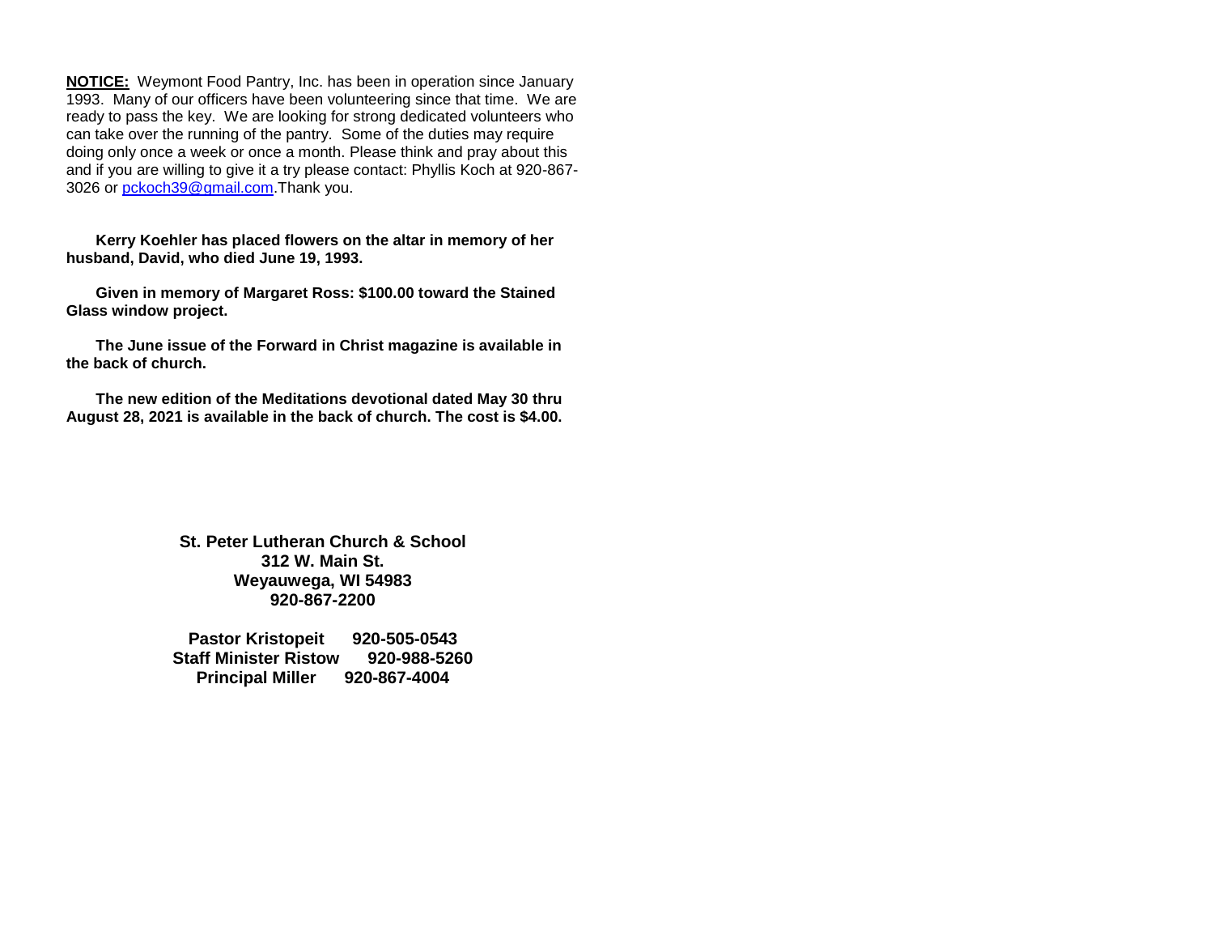**NOTICE:** Weymont Food Pantry, Inc. has been in operation since January 1993. Many of our officers have been volunteering since that time. We are ready to pass the key. We are looking for strong dedicated volunteers who can take over the running of the pantry. Some of the duties may require doing only once a week or once a month. Please think and pray about this and if you are willing to give it a try please contact: Phyllis Koch at 920-867-3026 or pckoch39@gmail.com.Thank you.

**Kerry Koehler has placed flowers on the altar in memory of her husband, David, who died June 19, 1993.**

**Given in memory of Margaret Ross: $100.00 toward the Stained Glass window project.**

**The June issue of the Forward in Christ magazine is available in the back of church.**

**The new edition of the Meditations devotional dated May 30 thru August 28, 2021 is available in the back of church. The cost is $4.00.**

**St. Peter Lutheran Church & School**
**312 W. Main St.**
**Weyauwega, WI 54983**
**920-867-2200**

**Pastor Kristopeit 920-505-0543**
**Staff Minister Ristow 920-988-5260**
**Principal Miller 920-867-4004**